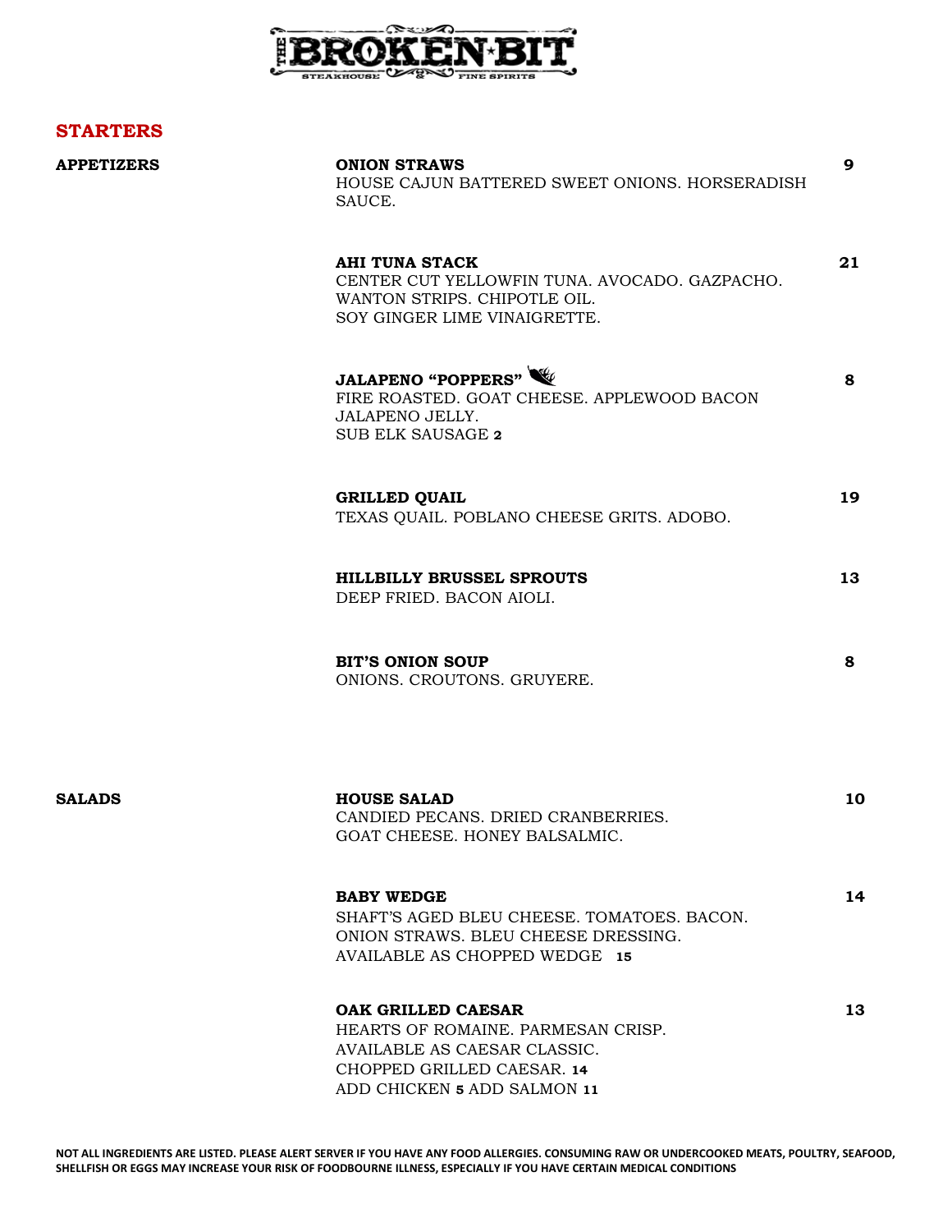# THE BROKEN BIT

STEAKHOUSE & FINE SPIRITS

## STARTERS

### APPETIZERS

**ONION STRAWS** — **9**
HOUSE CAJUN BATTERED SWEET ONIONS. HORSERADISH SAUCE.

**AHI TUNA STACK** — **21**
CENTER CUT YELLOWFIN TUNA. AVOCADO. GAZPACHO. WANTON STRIPS. CHIPOTLE OIL.
SOY GINGER LIME VINAIGRETTE.

**JALAPENO "POPPERS"** — **8**
FIRE ROASTED. GOAT CHEESE. APPLEWOOD BACON
JALAPENO JELLY.
SUB ELK SAUSAGE **2**

**GRILLED QUAIL** — **19**
TEXAS QUAIL. POBLANO CHEESE GRITS. ADOBO.

**HILLBILLY BRUSSEL SPROUTS** — **13**
DEEP FRIED. BACON AIOLI.

**BIT'S ONION SOUP** — **8**
ONIONS. CROUTONS. GRUYERE.

### SALADS

**HOUSE SALAD** — **10**
CANDIED PECANS. DRIED CRANBERRIES.
GOAT CHEESE. HONEY BALSALMIC.

**BABY WEDGE** — **14**
SHAFT'S AGED BLEU CHEESE. TOMATOES. BACON.
ONION STRAWS. BLEU CHEESE DRESSING.
AVAILABLE AS CHOPPED WEDGE **15**

**OAK GRILLED CAESAR** — **13**
HEARTS OF ROMAINE. PARMESAN CRISP.
AVAILABLE AS CAESAR CLASSIC.
CHOPPED GRILLED CAESAR. **14**
ADD CHICKEN **5** ADD SALMON **11**

**NOT ALL INGREDIENTS ARE LISTED. PLEASE ALERT SERVER IF YOU HAVE ANY FOOD ALLERGIES. CONSUMING RAW OR UNDERCOOKED MEATS, POULTRY, SEAFOOD, SHELLFISH OR EGGS MAY INCREASE YOUR RISK OF FOODBOURNE ILLNESS, ESPECIALLY IF YOU HAVE CERTAIN MEDICAL CONDITIONS**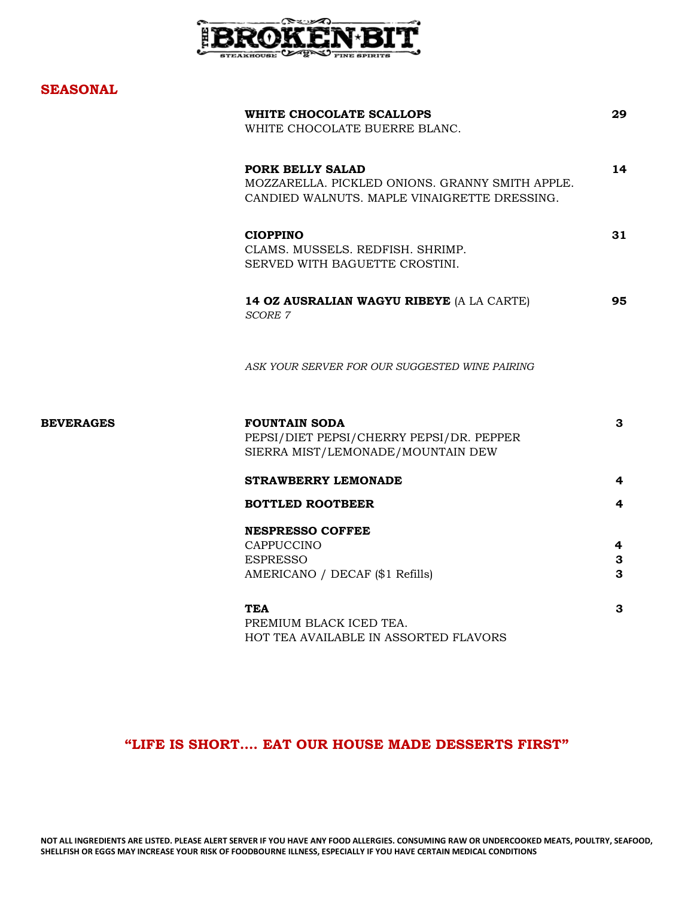# THE BROKEN BIT

STEAKHOUSE & FINE SPIRITS

## SEASONAL

**WHITE CHOCOLATE SCALLOPS** 29

WHITE CHOCOLATE BUERRE BLANC.

**PORK BELLY SALAD** 14

MOZZARELLA. PICKLED ONIONS. GRANNY SMITH APPLE. CANDIED WALNUTS. MAPLE VINAIGRETTE DRESSING.

**CIOPPINO** 31

CLAMS. MUSSELS. REDFISH. SHRIMP. SERVED WITH BAGUETTE CROSTINI.

**14 OZ AUSRALIAN WAGYU RIBEYE** (A LA CARTE) 95

*SCORE 7*

*ASK YOUR SERVER FOR OUR SUGGESTED WINE PAIRING*

## BEVERAGES

**FOUNTAIN SODA** 3

PEPSI/DIET PEPSI/CHERRY PEPSI/DR. PEPPER SIERRA MIST/LEMONADE/MOUNTAIN DEW

**STRAWBERRY LEMONADE** 4

**BOTTLED ROOTBEER** 4

**NESPRESSO COFFEE**

CAPPUCCINO 4

ESPRESSO 3

AMERICANO / DECAF ($1 Refills) 3

**TEA** 3

PREMIUM BLACK ICED TEA.
HOT TEA AVAILABLE IN ASSORTED FLAVORS

**"LIFE IS SHORT…. EAT OUR HOUSE MADE DESSERTS FIRST"**

NOT ALL INGREDIENTS ARE LISTED. PLEASE ALERT SERVER IF YOU HAVE ANY FOOD ALLERGIES. CONSUMING RAW OR UNDERCOOKED MEATS, POULTRY, SEAFOOD, SHELLFISH OR EGGS MAY INCREASE YOUR RISK OF FOODBOURNE ILLNESS, ESPECIALLY IF YOU HAVE CERTAIN MEDICAL CONDITIONS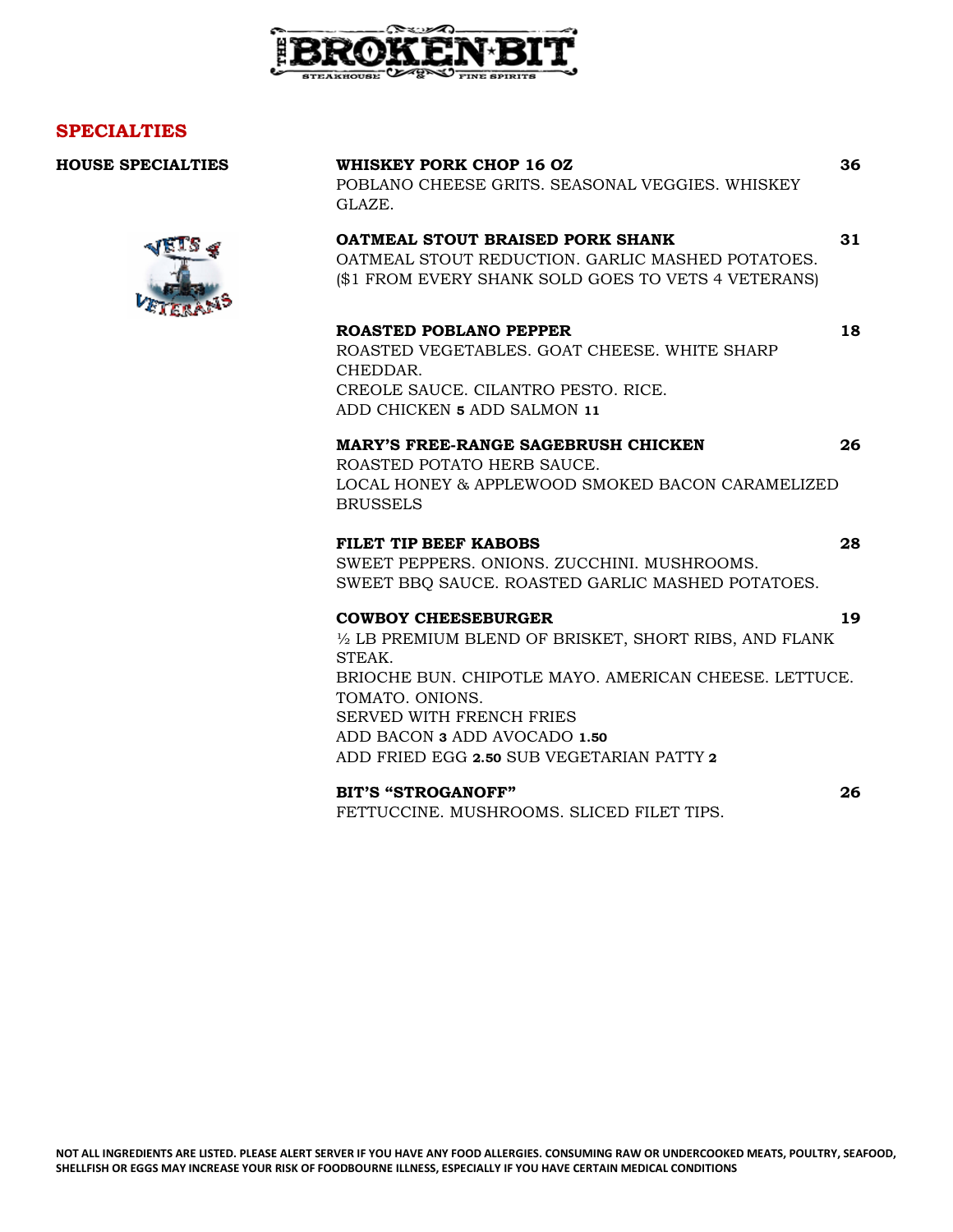# SPECIALTIES

## HOUSE SPECIALTIES

**WHISKEY PORK CHOP 16 OZ** **36**
POBLANO CHEESE GRITS. SEASONAL VEGGIES. WHISKEY GLAZE.

**OATMEAL STOUT BRAISED PORK SHANK** **31**
OATMEAL STOUT REDUCTION. GARLIC MASHED POTATOES.
($1 FROM EVERY SHANK SOLD GOES TO VETS 4 VETERANS)

**ROASTED POBLANO PEPPER** **18**
ROASTED VEGETABLES. GOAT CHEESE. WHITE SHARP CHEDDAR.
CREOLE SAUCE. CILANTRO PESTO. RICE.
ADD CHICKEN **5** ADD SALMON **11**

**MARY'S FREE-RANGE SAGEBRUSH CHICKEN** **26**
ROASTED POTATO HERB SAUCE.
LOCAL HONEY & APPLEWOOD SMOKED BACON CARAMELIZED BRUSSELS

**FILET TIP BEEF KABOBS** **28**
SWEET PEPPERS. ONIONS. ZUCCHINI. MUSHROOMS.
SWEET BBQ SAUCE. ROASTED GARLIC MASHED POTATOES.

**COWBOY CHEESEBURGER** **19**
½ LB PREMIUM BLEND OF BRISKET, SHORT RIBS, AND FLANK STEAK.
BRIOCHE BUN. CHIPOTLE MAYO. AMERICAN CHEESE. LETTUCE. TOMATO. ONIONS.
SERVED WITH FRENCH FRIES
ADD BACON **3** ADD AVOCADO **1.50**
ADD FRIED EGG **2.50** SUB VEGETARIAN PATTY **2**

**BIT'S "STROGANOFF"** **26**
FETTUCCINE. MUSHROOMS. SLICED FILET TIPS.

**NOT ALL INGREDIENTS ARE LISTED. PLEASE ALERT SERVER IF YOU HAVE ANY FOOD ALLERGIES. CONSUMING RAW OR UNDERCOOKED MEATS, POULTRY, SEAFOOD, SHELLFISH OR EGGS MAY INCREASE YOUR RISK OF FOODBOURNE ILLNESS, ESPECIALLY IF YOU HAVE CERTAIN MEDICAL CONDITIONS**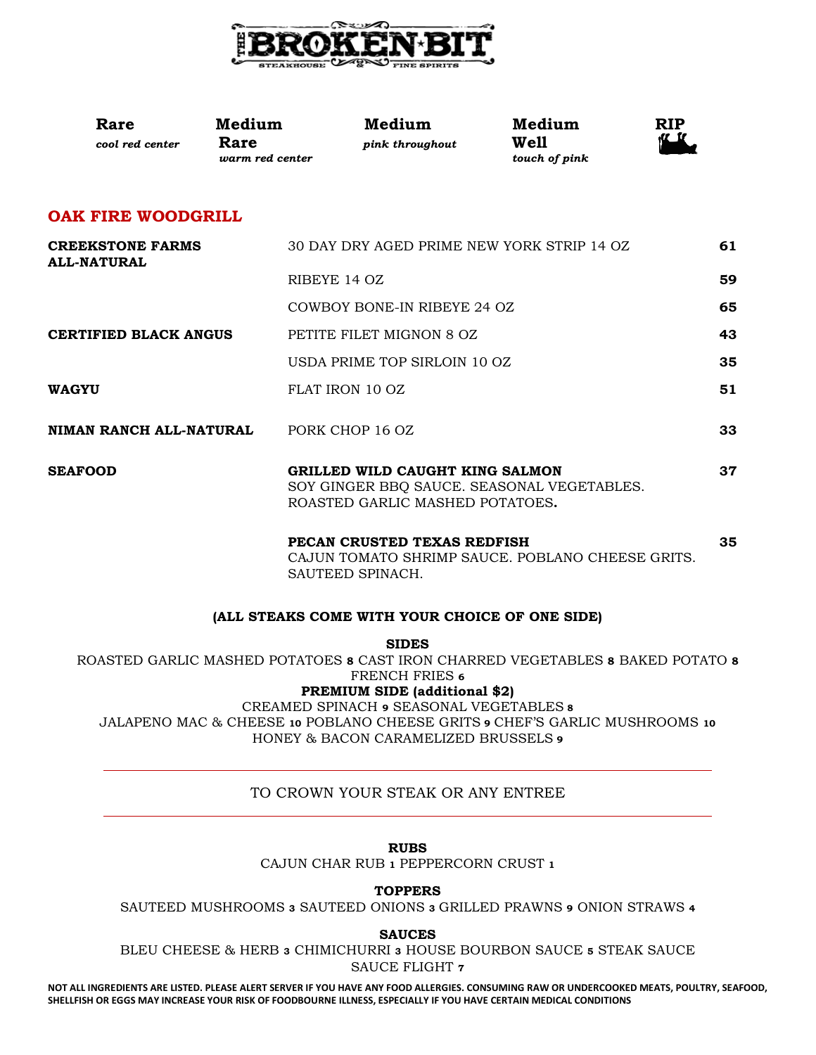**THE BROKEN BIT**
STEAKHOUSE & FINE SPIRITS

| | | | | |
|---|---|---|---|---|
| **Rare** *cool red center* | **Medium Rare** *warm red center* | **Medium** *pink throughout* | **Medium Well** *touch of pink* | **RIP** |

## OAK FIRE WOODGRILL

| | | |
|---|---|---|
| **CREEKSTONE FARMS ALL-NATURAL** | 30 DAY DRY AGED PRIME NEW YORK STRIP 14 OZ | **61** |
| | RIBEYE 14 OZ | **59** |
| | COWBOY BONE-IN RIBEYE 24 OZ | **65** |
| **CERTIFIED BLACK ANGUS** | PETITE FILET MIGNON 8 OZ | **43** |
| | USDA PRIME TOP SIRLOIN 10 OZ | **35** |
| **WAGYU** | FLAT IRON 10 OZ | **51** |
| **NIMAN RANCH ALL-NATURAL** | PORK CHOP 16 OZ | **33** |
| **SEAFOOD** | **GRILLED WILD CAUGHT KING SALMON** SOY GINGER BBQ SAUCE. SEASONAL VEGETABLES. ROASTED GARLIC MASHED POTATOES. | **37** |
| | **PECAN CRUSTED TEXAS REDFISH** CAJUN TOMATO SHRIMP SAUCE. POBLANO CHEESE GRITS. SAUTEED SPINACH. | **35** |

**(ALL STEAKS COME WITH YOUR CHOICE OF ONE SIDE)**

**SIDES**

ROASTED GARLIC MASHED POTATOES **8** CAST IRON CHARRED VEGETABLES **8** BAKED POTATO **8**
FRENCH FRIES **6**

**PREMIUM SIDE (additional $2)**

CREAMED SPINACH **9** SEASONAL VEGETABLES **8**
JALAPENO MAC & CHEESE **10** POBLANO CHEESE GRITS **9** CHEF'S GARLIC MUSHROOMS **10**
HONEY & BACON CARAMELIZED BRUSSELS **9**

---

TO CROWN YOUR STEAK OR ANY ENTREE

---

**RUBS**

CAJUN CHAR RUB **1** PEPPERCORN CRUST **1**

**TOPPERS**

SAUTEED MUSHROOMS **3** SAUTEED ONIONS **3** GRILLED PRAWNS **9** ONION STRAWS **4**

**SAUCES**

BLEU CHEESE & HERB **3** CHIMICHURRI **3** HOUSE BOURBON SAUCE **5** STEAK SAUCE
SAUCE FLIGHT **7**

**NOT ALL INGREDIENTS ARE LISTED. PLEASE ALERT SERVER IF YOU HAVE ANY FOOD ALLERGIES. CONSUMING RAW OR UNDERCOOKED MEATS, POULTRY, SEAFOOD, SHELLFISH OR EGGS MAY INCREASE YOUR RISK OF FOODBOURNE ILLNESS, ESPECIALLY IF YOU HAVE CERTAIN MEDICAL CONDITIONS**